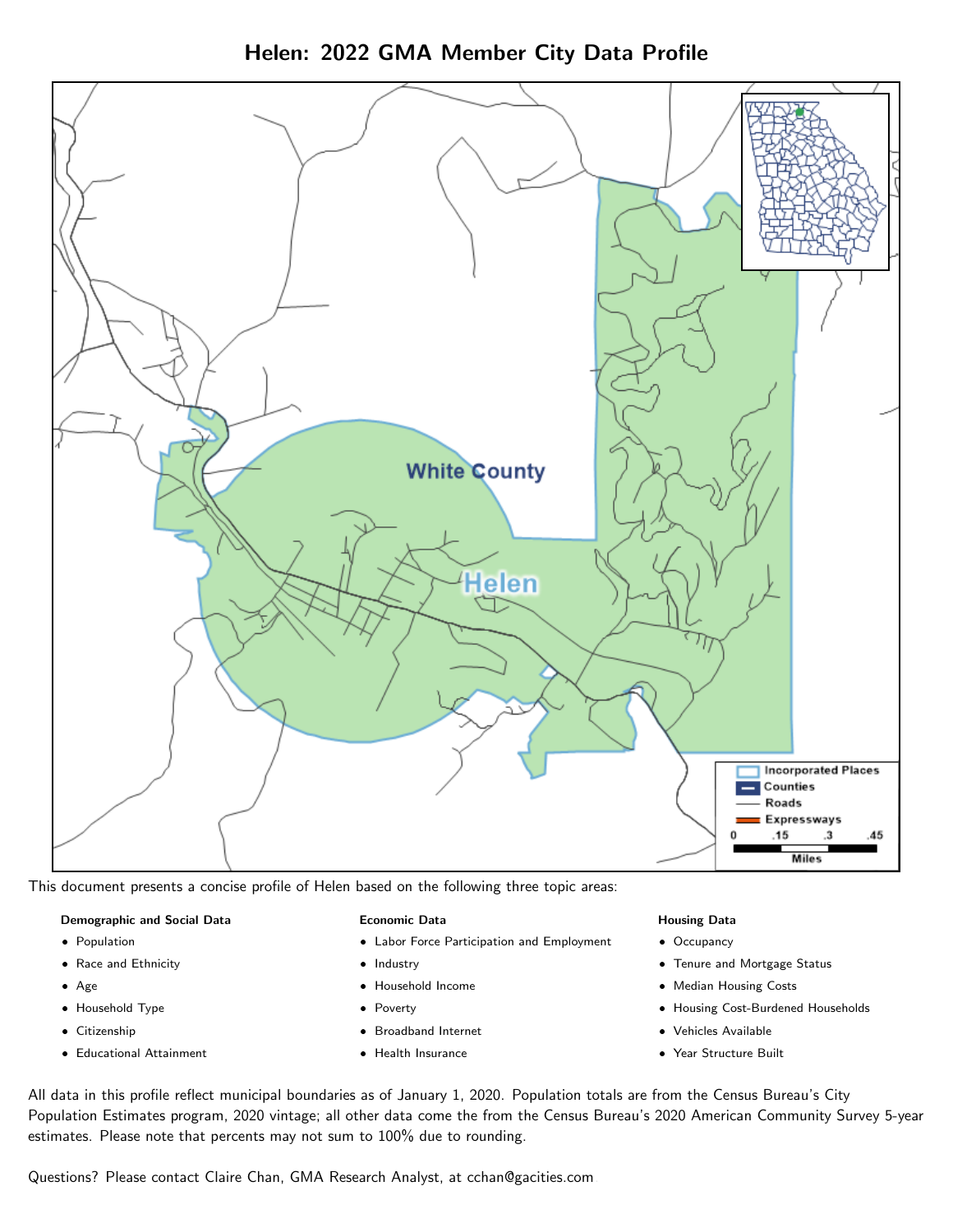# Helen: 2022 GMA Member City Data Profile

This document presents a concise profile of Helen based on the following three topic areas:

**Demographic and Social Data**

- Population
- Race and Ethnicity
- Age
- Household Type
- Citizenship
- Educational Attainment

**Economic Data**

- Labor Force Participation and Employment
- Industry
- Household Income
- Poverty
- Broadband Internet
- Health Insurance

**Housing Data**

- Occupancy
- Tenure and Mortgage Status
- Median Housing Costs
- Housing Cost-Burdened Households
- Vehicles Available
- Year Structure Built

All data in this profile reflect municipal boundaries as of January 1, 2020. Population totals are from the Census Bureau's City Population Estimates program, 2020 vintage; all other data come the from the Census Bureau's 2020 American Community Survey 5-year estimates. Please note that percents may not sum to 100% due to rounding.

Questions? Please contact Claire Chan, GMA Research Analyst, at cchan@gacities.com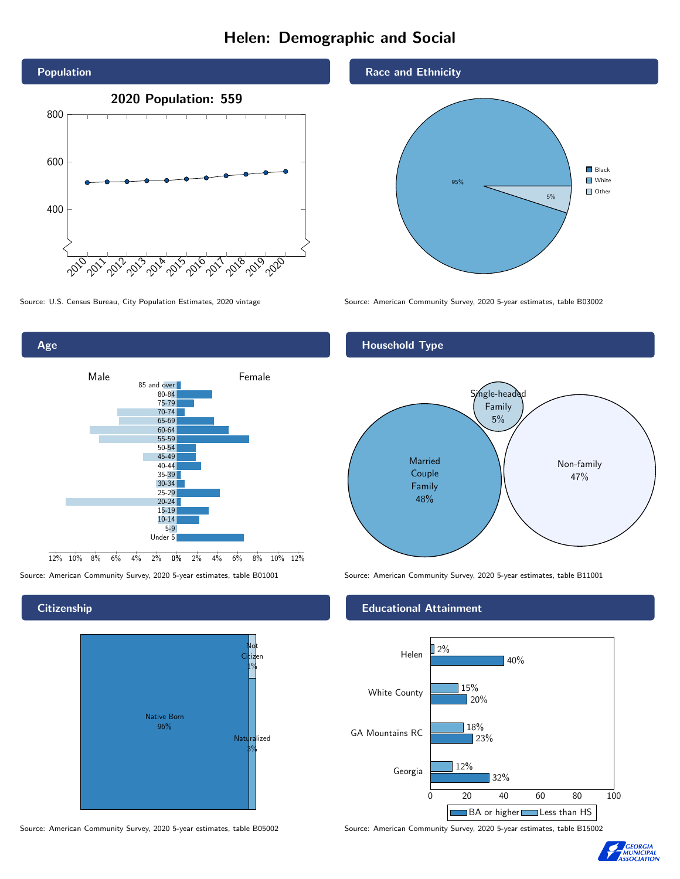# Helen: Demographic and Social

## Population

**2020 Population: 559**

Source: U.S. Census Bureau, City Population Estimates, 2020 vintage

## Race and Ethnicity

| Race | Share |
|---|---|
| White | 95% |
| Other | 5% |

Source: American Community Survey, 2020 5-year estimates, table B03002

## Age

Source: American Community Survey, 2020 5-year estimates, table B01001

## Household Type

| Household Type | Share |
|---|---|
| Married Couple Family | 48% |
| Single-headed Family | 5% |
| Non-family | 47% |

Source: American Community Survey, 2020 5-year estimates, table B11001

## Citizenship

| Citizenship | Share |
|---|---|
| Native Born | 96% |
| Naturalized | 3% |
| Not Citizen | 1% |

Source: American Community Survey, 2020 5-year estimates, table B05002

## Educational Attainment

| | Less than HS | BA or higher |
|---|---|---|
| Helen | 2% | 40% |
| White County | 15% | 20% |
| GA Mountains RC | 18% | 23% |
| Georgia | 12% | 32% |

Source: American Community Survey, 2020 5-year estimates, table B15002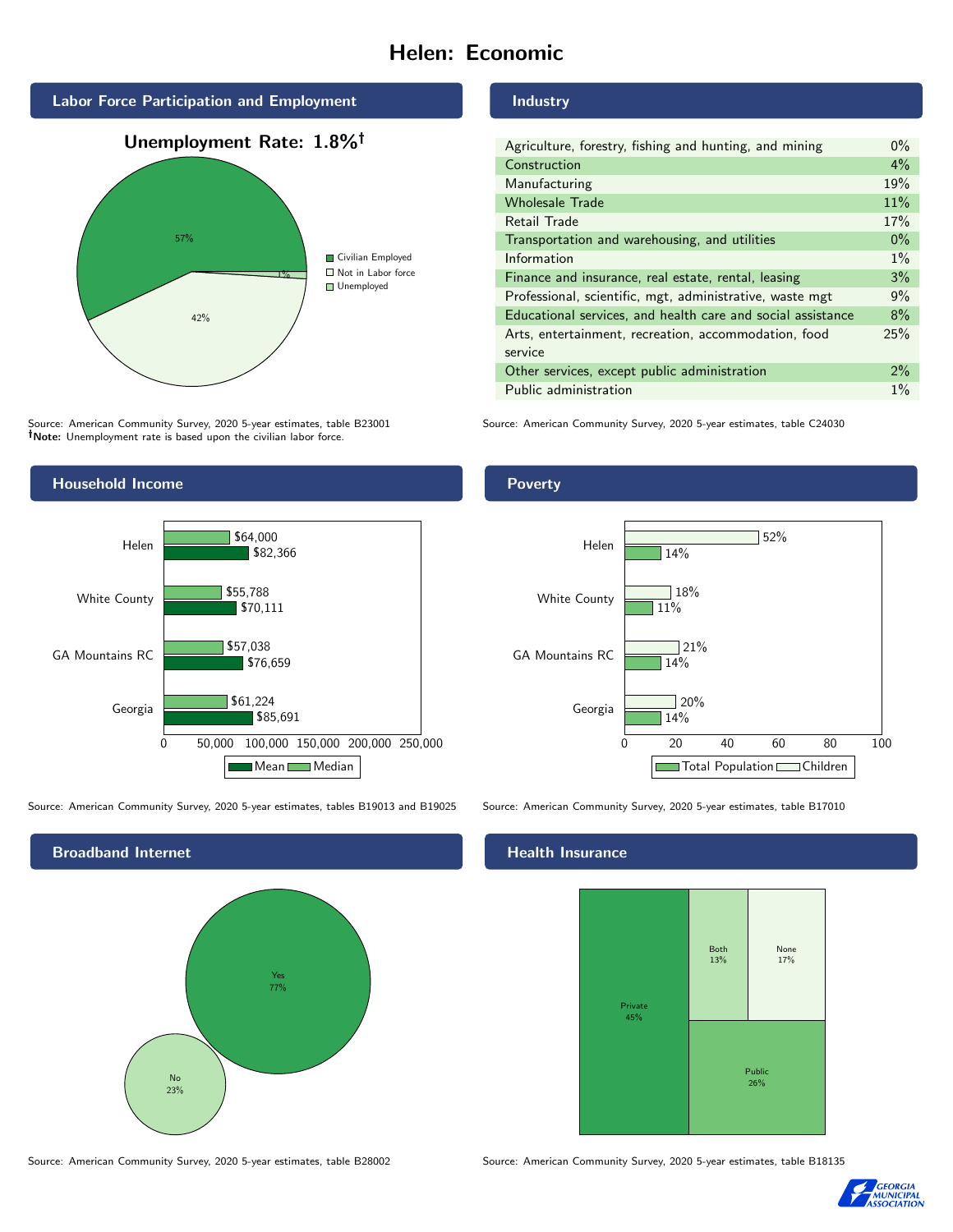# Helen: Economic

## Labor Force Participation and Employment

**Unemployment Rate: 1.8%†**

| Category | Percent |
|---|---|
| Civilian Employed | 57% |
| Not in Labor force | 42% |
| Unemployed | 1% |

Source: American Community Survey, 2020 5-year estimates, table B23001
†**Note:** Unemployment rate is based upon the civilian labor force.

## Industry

| Industry | Percent |
|---|---|
| Agriculture, forestry, fishing and hunting, and mining | 0% |
| Construction | 4% |
| Manufacturing | 19% |
| Wholesale Trade | 11% |
| Retail Trade | 17% |
| Transportation and warehousing, and utilities | 0% |
| Information | 1% |
| Finance and insurance, real estate, rental, leasing | 3% |
| Professional, scientific, mgt, administrative, waste mgt | 9% |
| Educational services, and health care and social assistance | 8% |
| Arts, entertainment, recreation, accommodation, food service | 25% |
| Other services, except public administration | 2% |
| Public administration | 1% |

Source: American Community Survey, 2020 5-year estimates, table C24030

## Household Income

| | Median | Mean |
|---|---|---|
| Helen | $64,000 | $82,366 |
| White County | $55,788 | $70,111 |
| GA Mountains RC | $57,038 | $76,659 |
| Georgia | $61,224 | $85,691 |

Source: American Community Survey, 2020 5-year estimates, tables B19013 and B19025

## Poverty

| | Children | Total Population |
|---|---|---|
| Helen | 52% | 14% |
| White County | 18% | 11% |
| GA Mountains RC | 21% | 14% |
| Georgia | 20% | 14% |

Source: American Community Survey, 2020 5-year estimates, table B17010

## Broadband Internet

| | Percent |
|---|---|
| Yes | 77% |
| No | 23% |

Source: American Community Survey, 2020 5-year estimates, table B28002

## Health Insurance

| | Percent |
|---|---|
| Private | 45% |
| Public | 26% |
| Both | 13% |
| None | 17% |

Source: American Community Survey, 2020 5-year estimates, table B18135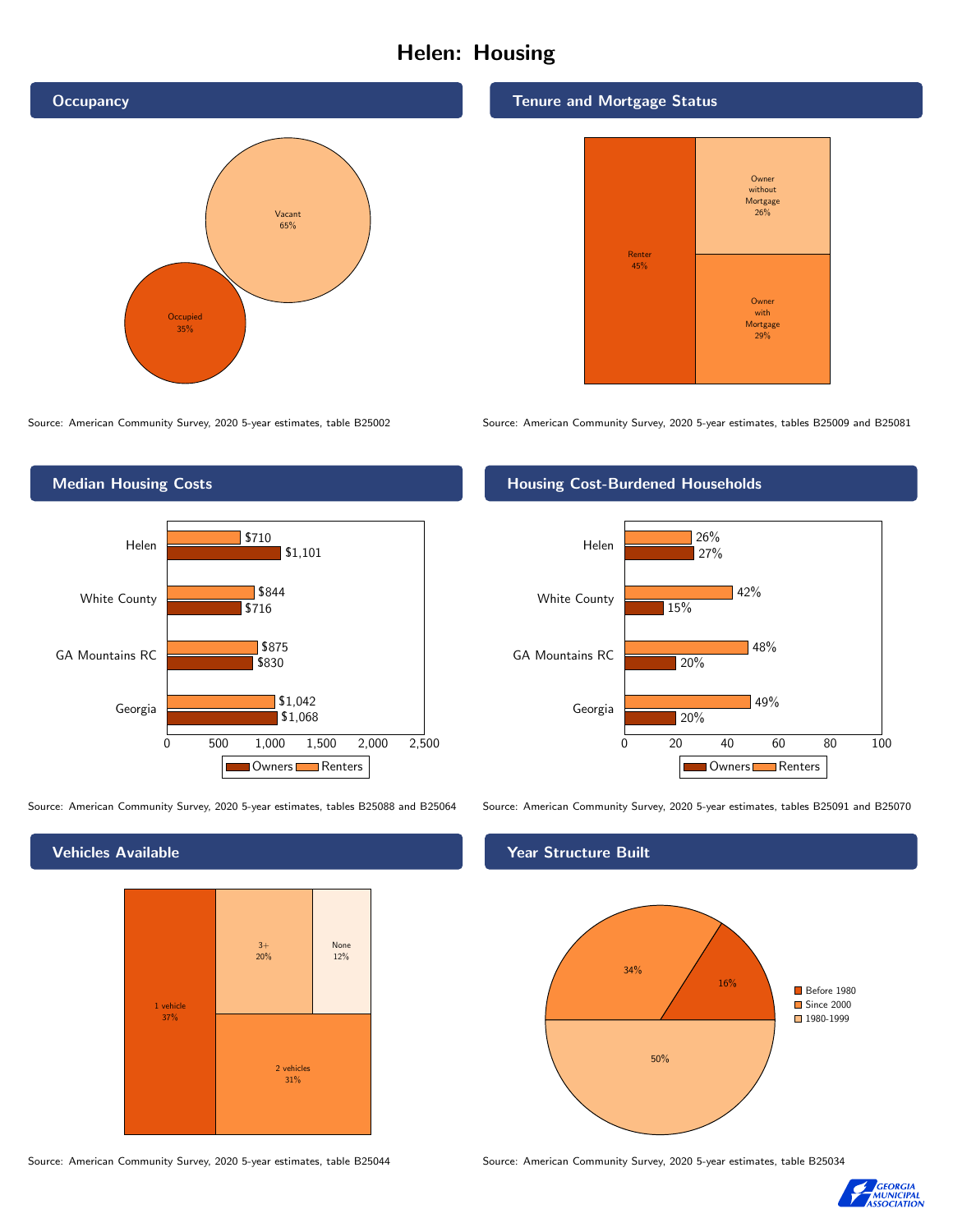# Helen: Housing

## Occupancy

Vacant
65%

Occupied
35%

Source: American Community Survey, 2020 5-year estimates, table B25002

## Tenure and Mortgage Status

Renter
45%

Owner without Mortgage
26%

Owner with Mortgage
29%

Source: American Community Survey, 2020 5-year estimates, tables B25009 and B25081

## Median Housing Costs

Helen
$710
$1,101

White County
$844
$716

GA Mountains RC
$875
$830

Georgia
$1,042
$1,068

0 500 1,000 1,500 2,000 2,500

Owners Renters

Source: American Community Survey, 2020 5-year estimates, tables B25088 and B25064

## Housing Cost-Burdened Households

Helen
26%
27%

White County
42%
15%

GA Mountains RC
48%
20%

Georgia
49%
20%

0 20 40 60 80 100

Owners Renters

Source: American Community Survey, 2020 5-year estimates, tables B25091 and B25070

## Vehicles Available

1 vehicle
37%

3+
20%

None
12%

2 vehicles
31%

Source: American Community Survey, 2020 5-year estimates, table B25044

## Year Structure Built

34%

16%

50%

Before 1980
Since 2000
1980-1999

Source: American Community Survey, 2020 5-year estimates, table B25034